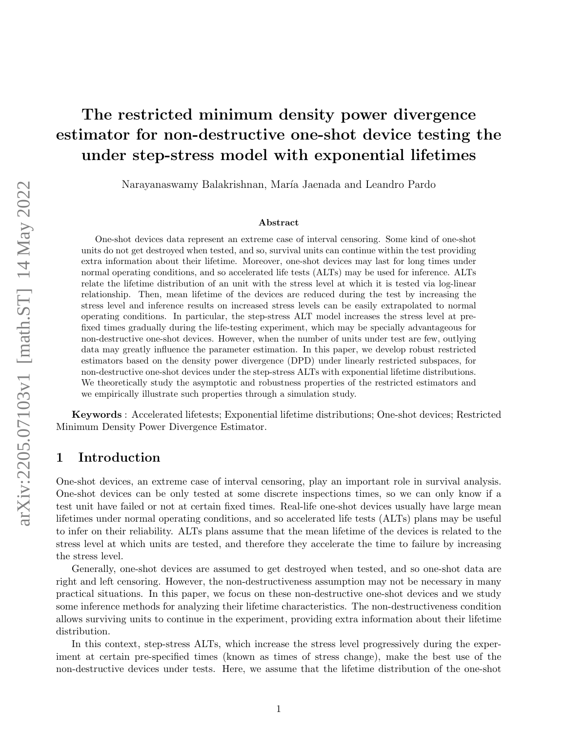# The restricted minimum density power divergence estimator for non-destructive one-shot device testing the under step-stress model with exponential lifetimes

Narayanaswamy Balakrishnan, María Jaenada and Leandro Pardo

## Abstract

One-shot devices data represent an extreme case of interval censoring. Some kind of one-shot units do not get destroyed when tested, and so, survival units can continue within the test providing extra information about their lifetime. Moreover, one-shot devices may last for long times under normal operating conditions, and so accelerated life tests (ALTs) may be used for inference. ALTs relate the lifetime distribution of an unit with the stress level at which it is tested via log-linear relationship. Then, mean lifetime of the devices are reduced during the test by increasing the stress level and inference results on increased stress levels can be easily extrapolated to normal operating conditions. In particular, the step-stress ALT model increases the stress level at pre-fixed times gradually during the life-testing experiment, which may be specially advantageous for non-destructive one-shot devices. However, when the number of units under test are few, outlying data may greatly influence the parameter estimation. In this paper, we develop robust restricted estimators based on the density power divergence (DPD) under linearly restricted subspaces, for non-destructive one-shot devices under the step-stress ALTs with exponential lifetime distributions. We theoretically study the asymptotic and robustness properties of the restricted estimators and we empirically illustrate such properties through a simulation study.

**Keywords** : Accelerated lifetests; Exponential lifetime distributions; One-shot devices; Restricted Minimum Density Power Divergence Estimator.

## 1 Introduction

One-shot devices, an extreme case of interval censoring, play an important role in survival analysis. One-shot devices can be only tested at some discrete inspections times, so we can only know if a test unit have failed or not at certain fixed times. Real-life one-shot devices usually have large mean lifetimes under normal operating conditions, and so accelerated life tests (ALTs) plans may be useful to infer on their reliability. ALTs plans assume that the mean lifetime of the devices is related to the stress level at which units are tested, and therefore they accelerate the time to failure by increasing the stress level.

Generally, one-shot devices are assumed to get destroyed when tested, and so one-shot data are right and left censoring. However, the non-destructiveness assumption may not be necessary in many practical situations. In this paper, we focus on these non-destructive one-shot devices and we study some inference methods for analyzing their lifetime characteristics. The non-destructiveness condition allows surviving units to continue in the experiment, providing extra information about their lifetime distribution.

In this context, step-stress ALTs, which increase the stress level progressively during the experiment at certain pre-specified times (known as times of stress change), make the best use of the non-destructive devices under tests. Here, we assume that the lifetime distribution of the one-shot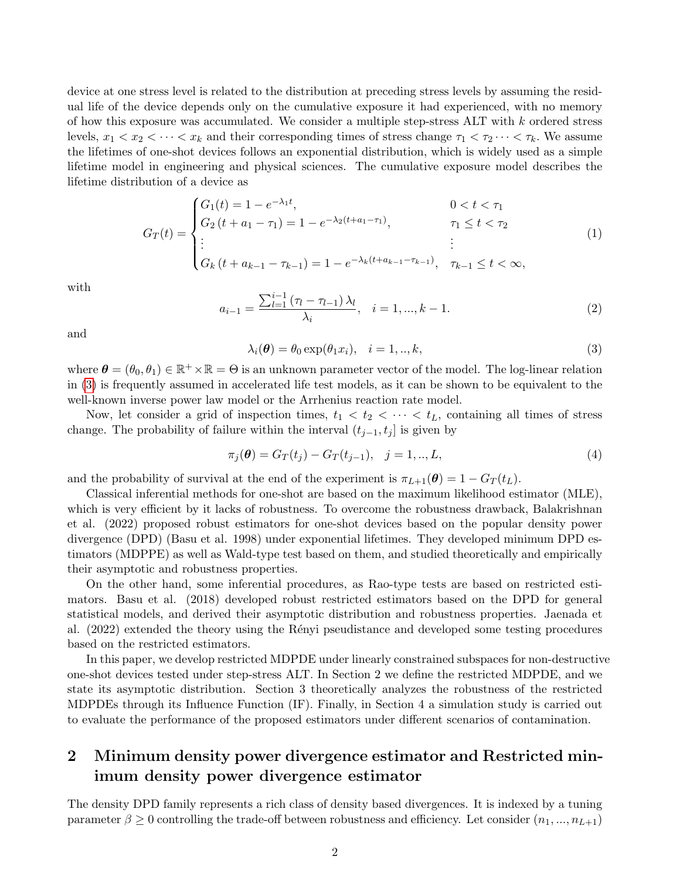device at one stress level is related to the distribution at preceding stress levels by assuming the residual life of the device depends only on the cumulative exposure it had experienced, with no memory of how this exposure was accumulated. We consider a multiple step-stress ALT with $k$ ordered stress levels, $x_1 < x_2 < \cdots < x_k$ and their corresponding times of stress change $\tau_1 < \tau_2 \cdots < \tau_k$. We assume the lifetimes of one-shot devices follows an exponential distribution, which is widely used as a simple lifetime model in engineering and physical sciences. The cumulative exposure model describes the lifetime distribution of a device as

$$
G_T(t) = \begin{cases} G_1(t) = 1 - e^{-\lambda_1 t}, & 0 < t < \tau_1 \\ G_2\left(t + a_1 - \tau_1\right) = 1 - e^{-\lambda_2 (t + a_1 - \tau_1)}, & \tau_1 \leq t < \tau_2 \\ \vdots & \vdots \\ G_k\left(t + a_{k-1} - \tau_{k-1}\right) = 1 - e^{-\lambda_k (t + a_{k-1} - \tau_{k-1})}, & \tau_{k-1} \leq t < \infty, \end{cases} \tag{1}
$$

with

$$
a_{i-1} = \frac{\sum_{l=1}^{i-1} \left(\tau_l - \tau_{l-1}\right) \lambda_l}{\lambda_i}, \quad i = 1, ..., k-1. \tag{2}
$$

and

$$
\lambda_i(\boldsymbol{\theta}) = \theta_0 \exp(\theta_1 x_i), \quad i = 1, .., k, \tag{3}
$$

where $\boldsymbol{\theta} = (\theta_0, \theta_1) \in \mathbb{R}^+ \times \mathbb{R} = \Theta$ is an unknown parameter vector of the model. The log-linear relation in (3) is frequently assumed in accelerated life test models, as it can be shown to be equivalent to the well-known inverse power law model or the Arrhenius reaction rate model.

Now, let consider a grid of inspection times, $t_1 < t_2 < \cdots < t_L$, containing all times of stress change. The probability of failure within the interval $(t_{j-1}, t_j]$ is given by

$$
\pi_j(\boldsymbol{\theta}) = G_T(t_j) - G_T(t_{j-1}), \quad j = 1, .., L, \tag{4}
$$

and the probability of survival at the end of the experiment is $\pi_{L+1}(\boldsymbol{\theta}) = 1 - G_T(t_L)$.

Classical inferential methods for one-shot are based on the maximum likelihood estimator (MLE), which is very efficient by it lacks of robustness. To overcome the robustness drawback, Balakrishnan et al. (2022) proposed robust estimators for one-shot devices based on the popular density power divergence (DPD) (Basu et al. 1998) under exponential lifetimes. They developed minimum DPD estimators (MDPPE) as well as Wald-type test based on them, and studied theoretically and empirically their asymptotic and robustness properties.

On the other hand, some inferential procedures, as Rao-type tests are based on restricted estimators. Basu et al. (2018) developed robust restricted estimators based on the DPD for general statistical models, and derived their asymptotic distribution and robustness properties. Jaenada et al. (2022) extended the theory using the Rényi pseudistance and developed some testing procedures based on the restricted estimators.

In this paper, we develop restricted MDPDE under linearly constrained subspaces for non-destructive one-shot devices tested under step-stress ALT. In Section 2 we define the restricted MDPDE, and we state its asymptotic distribution. Section 3 theoretically analyzes the robustness of the restricted MDPDEs through its Influence Function (IF). Finally, in Section 4 a simulation study is carried out to evaluate the performance of the proposed estimators under different scenarios of contamination.

## 2 Minimum density power divergence estimator and Restricted minimum density power divergence estimator

The density DPD family represents a rich class of density based divergences. It is indexed by a tuning parameter $\beta \geq 0$ controlling the trade-off between robustness and efficiency. Let consider $(n_1, ..., n_{L+1})$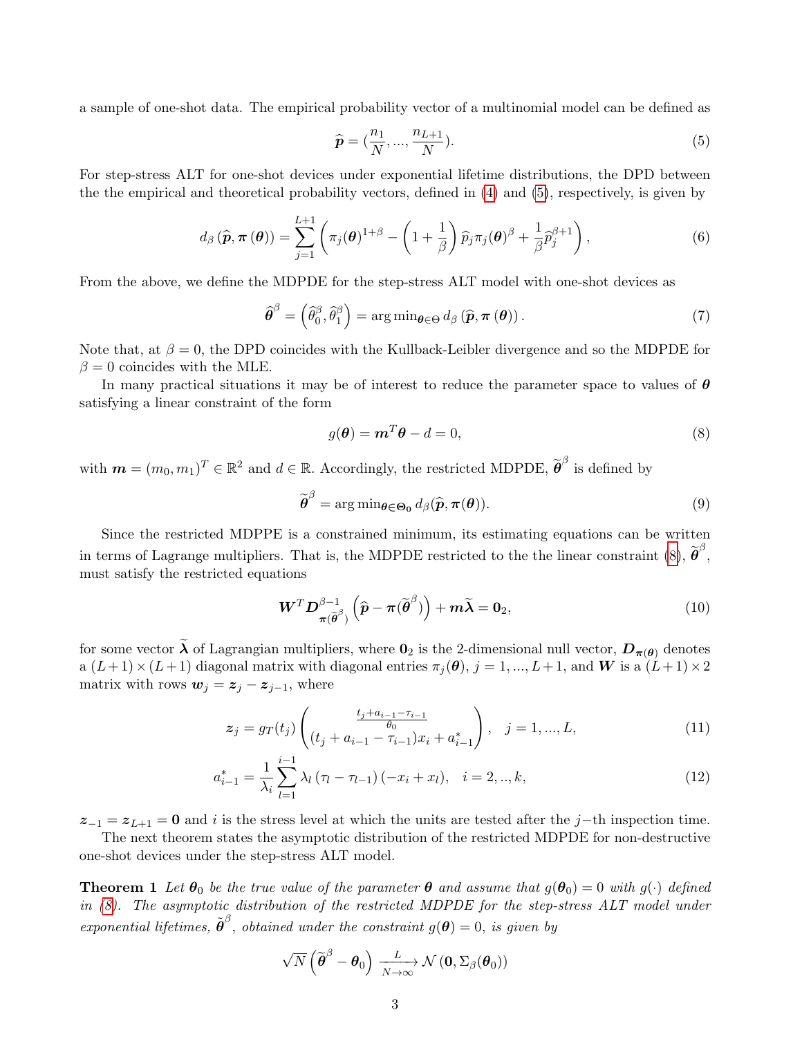a sample of one-shot data. The empirical probability vector of a multinomial model can be defined as

$$\widehat{\boldsymbol{p}} = (\frac{n_1}{N}, ..., \frac{n_{L+1}}{N}). \tag{5}$$

For step-stress ALT for one-shot devices under exponential lifetime distributions, the DPD between the the empirical and theoretical probability vectors, defined in (4) and (5), respectively, is given by

$$d_\beta\left(\widehat{\boldsymbol{p}}, \boldsymbol{\pi}\left(\boldsymbol{\theta}\right)\right) = \sum_{j=1}^{L+1}\left(\pi_j(\boldsymbol{\theta})^{1+\beta} - \left(1+\frac{1}{\beta}\right)\widehat{p}_j\pi_j(\boldsymbol{\theta})^{\beta} + \frac{1}{\beta}\widehat{p}_j^{\beta+1}\right), \tag{6}$$

From the above, we define the MDPDE for the step-stress ALT model with one-shot devices as

$$\widehat{\boldsymbol{\theta}}^{\beta} = \left(\widehat{\theta}_0^{\beta}, \widehat{\theta}_1^{\beta}\right) = \arg\min_{\boldsymbol{\theta}\in\Theta} d_\beta\left(\widehat{\boldsymbol{p}}, \boldsymbol{\pi}\left(\boldsymbol{\theta}\right)\right). \tag{7}$$

Note that, at $\beta = 0$, the DPD coincides with the Kullback-Leibler divergence and so the MDPDE for $\beta = 0$ coincides with the MLE.

In many practical situations it may be of interest to reduce the parameter space to values of $\boldsymbol{\theta}$ satisfying a linear constraint of the form

$$g(\boldsymbol{\theta}) = \boldsymbol{m}^T\boldsymbol{\theta} - d = 0, \tag{8}$$

with $\boldsymbol{m} = (m_0, m_1)^T \in \mathbb{R}^2$ and $d \in \mathbb{R}$. Accordingly, the restricted MDPDE, $\widetilde{\boldsymbol{\theta}}^{\beta}$ is defined by

$$\widetilde{\boldsymbol{\theta}}^{\beta} = \arg\min_{\boldsymbol{\theta}\in\boldsymbol{\Theta_0}} d_\beta(\widehat{\boldsymbol{p}}, \boldsymbol{\pi}(\boldsymbol{\theta})). \tag{9}$$

Since the restricted MDPPE is a constrained minimum, its estimating equations can be written in terms of Lagrange multipliers. That is, the MDPDE restricted to the the linear constraint (8), $\widetilde{\boldsymbol{\theta}}^{\beta}$, must satisfy the restricted equations

$$\boldsymbol{W}^T\boldsymbol{D}^{\beta-1}_{\boldsymbol{\pi}(\widetilde{\boldsymbol{\theta}}^{\beta})}\left(\widehat{\boldsymbol{p}} - \boldsymbol{\pi}(\widetilde{\boldsymbol{\theta}}^{\beta})\right) + \boldsymbol{m}\widetilde{\boldsymbol{\lambda}} = \boldsymbol{0}_2, \tag{10}$$

for some vector $\widetilde{\boldsymbol{\lambda}}$ of Lagrangian multipliers, where $\boldsymbol{0}_2$ is the 2-dimensional null vector, $\boldsymbol{D}_{\boldsymbol{\pi}(\boldsymbol{\theta})}$ denotes a $(L+1)\times(L+1)$ diagonal matrix with diagonal entries $\pi_j(\boldsymbol{\theta})$, $j = 1, ..., L+1$, and $\boldsymbol{W}$ is a $(L+1)\times 2$ matrix with rows $\boldsymbol{w}_j = \boldsymbol{z}_j - \boldsymbol{z}_{j-1}$, where

$$\boldsymbol{z}_j = g_T(t_j)\begin{pmatrix}\frac{t_j + a_{i-1} - \tau_{i-1}}{\theta_0}\\ (t_j + a_{i-1} - \tau_{i-1})x_i + a^*_{i-1}\end{pmatrix}, \quad j = 1, ..., L, \tag{11}$$

$$a^*_{i-1} = \frac{1}{\lambda_i}\sum_{l=1}^{i-1}\lambda_l\left(\tau_l - \tau_{l-1}\right)(-x_i + x_l), \quad i = 2, .., k, \tag{12}$$

$\boldsymbol{z}_{-1} = \boldsymbol{z}_{L+1} = \boldsymbol{0}$ and $i$ is the stress level at which the units are tested after the $j-$th inspection time.

The next theorem states the asymptotic distribution of the restricted MDPDE for non-destructive one-shot devices under the step-stress ALT model.

**Theorem 1** *Let $\boldsymbol{\theta}_0$ be the true value of the parameter $\boldsymbol{\theta}$ and assume that $g(\boldsymbol{\theta}_0) = 0$ with $g(\cdot)$ defined in (8). The asymptotic distribution of the restricted MDPDE for the step-stress ALT model under exponential lifetimes, $\tilde{\boldsymbol{\theta}}^{\beta}$, obtained under the constraint $g(\boldsymbol{\theta}) = 0$, is given by*

$$\sqrt{N}\left(\widetilde{\boldsymbol{\theta}}^{\beta} - \boldsymbol{\theta}_0\right) \xrightarrow[N\to\infty]{L} \mathcal{N}\left(\boldsymbol{0}, \Sigma_\beta(\boldsymbol{\theta}_0)\right)$$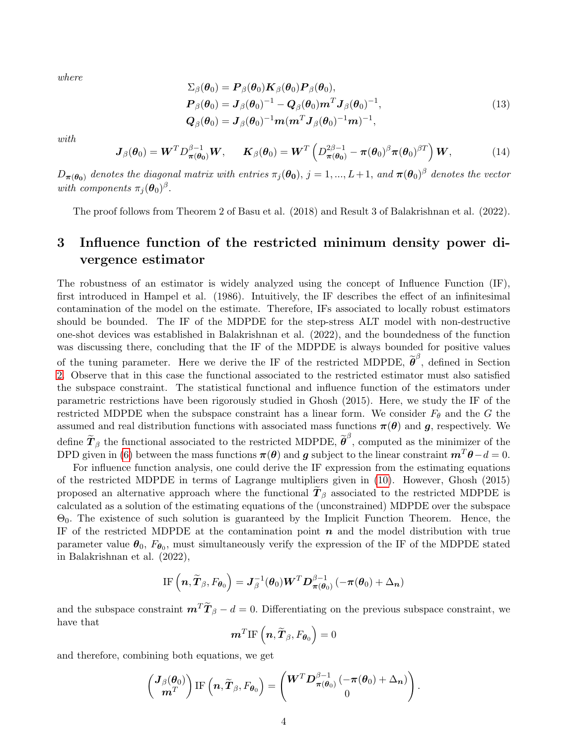*where*

$$
\begin{aligned}
\Sigma_\beta(\boldsymbol{\theta}_0) &= \boldsymbol{P}_\beta(\boldsymbol{\theta}_0)\boldsymbol{K}_\beta(\boldsymbol{\theta}_0)\boldsymbol{P}_\beta(\boldsymbol{\theta}_0),\\
\boldsymbol{P}_\beta(\boldsymbol{\theta}_0) &= \boldsymbol{J}_\beta(\boldsymbol{\theta}_0)^{-1} - \boldsymbol{Q}_\beta(\boldsymbol{\theta}_0)\boldsymbol{m}^T\boldsymbol{J}_\beta(\boldsymbol{\theta}_0)^{-1},\\
\boldsymbol{Q}_\beta(\boldsymbol{\theta}_0) &= \boldsymbol{J}_\beta(\boldsymbol{\theta}_0)^{-1}\boldsymbol{m}(\boldsymbol{m}^T\boldsymbol{J}_\beta(\boldsymbol{\theta}_0)^{-1}\boldsymbol{m})^{-1},
\end{aligned}
\tag{13}
$$

*with*

$$
\boldsymbol{J}_\beta(\boldsymbol{\theta}_0) = \boldsymbol{W}^T D^{\beta-1}_{\boldsymbol{\pi}(\boldsymbol{\theta}_0)}\boldsymbol{W}, \qquad \boldsymbol{K}_\beta(\boldsymbol{\theta}_0) = \boldsymbol{W}^T\left(D^{2\beta-1}_{\boldsymbol{\pi}(\boldsymbol{\theta}_0)} - \boldsymbol{\pi}(\boldsymbol{\theta}_0)^\beta\boldsymbol{\pi}(\boldsymbol{\theta}_0)^{\beta T}\right)\boldsymbol{W}, \tag{14}
$$

*$D_{\boldsymbol{\pi}(\boldsymbol{\theta}_0)}$ denotes the diagonal matrix with entries $\pi_j(\boldsymbol{\theta}_0)$, $j = 1, ..., L+1$, and $\boldsymbol{\pi}(\boldsymbol{\theta}_0)^\beta$ denotes the vector with components $\pi_j(\boldsymbol{\theta}_0)^\beta$.*

The proof follows from Theorem 2 of Basu et al. (2018) and Result 3 of Balakrishnan et al. (2022).

# 3 Influence function of the restricted minimum density power divergence estimator

The robustness of an estimator is widely analyzed using the concept of Influence Function (IF), first introduced in Hampel et al. (1986). Intuitively, the IF describes the effect of an infinitesimal contamination of the model on the estimate. Therefore, IFs associated to locally robust estimators should be bounded. The IF of the MDPDE for the step-stress ALT model with non-destructive one-shot devices was established in Balakrishnan et al. (2022), and the boundedness of the function was discussing there, concluding that the IF of the MDPDE is always bounded for positive values of the tuning parameter. Here we derive the IF of the restricted MDPDE, $\widetilde{\boldsymbol{\theta}}^\beta$, defined in Section 2. Observe that in this case the functional associated to the restricted estimator must also satisfied the subspace constraint. The statistical functional and influence function of the estimators under parametric restrictions have been rigorously studied in Ghosh (2015). Here, we study the IF of the restricted MDPDE when the subspace constraint has a linear form. We consider $F_\theta$ and the $G$ the assumed and real distribution functions with associated mass functions $\boldsymbol{\pi}(\boldsymbol{\theta})$ and $\boldsymbol{g}$, respectively. We define $\widetilde{\boldsymbol{T}}_\beta$ the functional associated to the restricted MDPDE, $\widetilde{\boldsymbol{\theta}}^\beta$, computed as the minimizer of the DPD given in (6) between the mass functions $\boldsymbol{\pi}(\boldsymbol{\theta})$ and $\boldsymbol{g}$ subject to the linear constraint $\boldsymbol{m}^T\boldsymbol{\theta} - d = 0$.

For influence function analysis, one could derive the IF expression from the estimating equations of the restricted MDPDE in terms of Lagrange multipliers given in (10). However, Ghosh (2015) proposed an alternative approach where the functional $\widetilde{\boldsymbol{T}}_\beta$ associated to the restricted MDPDE is calculated as a solution of the estimating equations of the (unconstrained) MDPDE over the subspace $\Theta_0$. The existence of such solution is guaranteed by the Implicit Function Theorem. Hence, the IF of the restricted MDPDE at the contamination point $\boldsymbol{n}$ and the model distribution with true parameter value $\boldsymbol{\theta}_0$, $F_{\boldsymbol{\theta}_0}$, must simultaneously verify the expression of the IF of the MDPDE stated in Balakrishnan et al. (2022),

$$
\mathrm{IF}\left(\boldsymbol{n}, \widetilde{\boldsymbol{T}}_\beta, F_{\boldsymbol{\theta}_0}\right) = \boldsymbol{J}_\beta^{-1}(\boldsymbol{\theta}_0)\boldsymbol{W}^T\boldsymbol{D}^{\beta-1}_{\boldsymbol{\pi}(\boldsymbol{\theta}_0)}\left(-\boldsymbol{\pi}(\boldsymbol{\theta}_0) + \Delta_{\boldsymbol{n}}\right)
$$

and the subspace constraint $\boldsymbol{m}^T\widetilde{\boldsymbol{T}}_\beta - d = 0$. Differentiating on the previous subspace constraint, we have that

$$
\boldsymbol{m}^T\mathrm{IF}\left(\boldsymbol{n}, \widetilde{\boldsymbol{T}}_\beta, F_{\boldsymbol{\theta}_0}\right) = 0
$$

and therefore, combining both equations, we get

$$
\begin{pmatrix} \boldsymbol{J}_\beta(\boldsymbol{\theta}_0) \\ \boldsymbol{m}^T \end{pmatrix} \mathrm{IF}\left(\boldsymbol{n}, \widetilde{\boldsymbol{T}}_\beta, F_{\boldsymbol{\theta}_0}\right) = \begin{pmatrix} \boldsymbol{W}^T\boldsymbol{D}^{\beta-1}_{\boldsymbol{\pi}(\boldsymbol{\theta}_0)}\left(-\boldsymbol{\pi}(\boldsymbol{\theta}_0) + \Delta_{\boldsymbol{n}}\right) \\ 0 \end{pmatrix}.
$$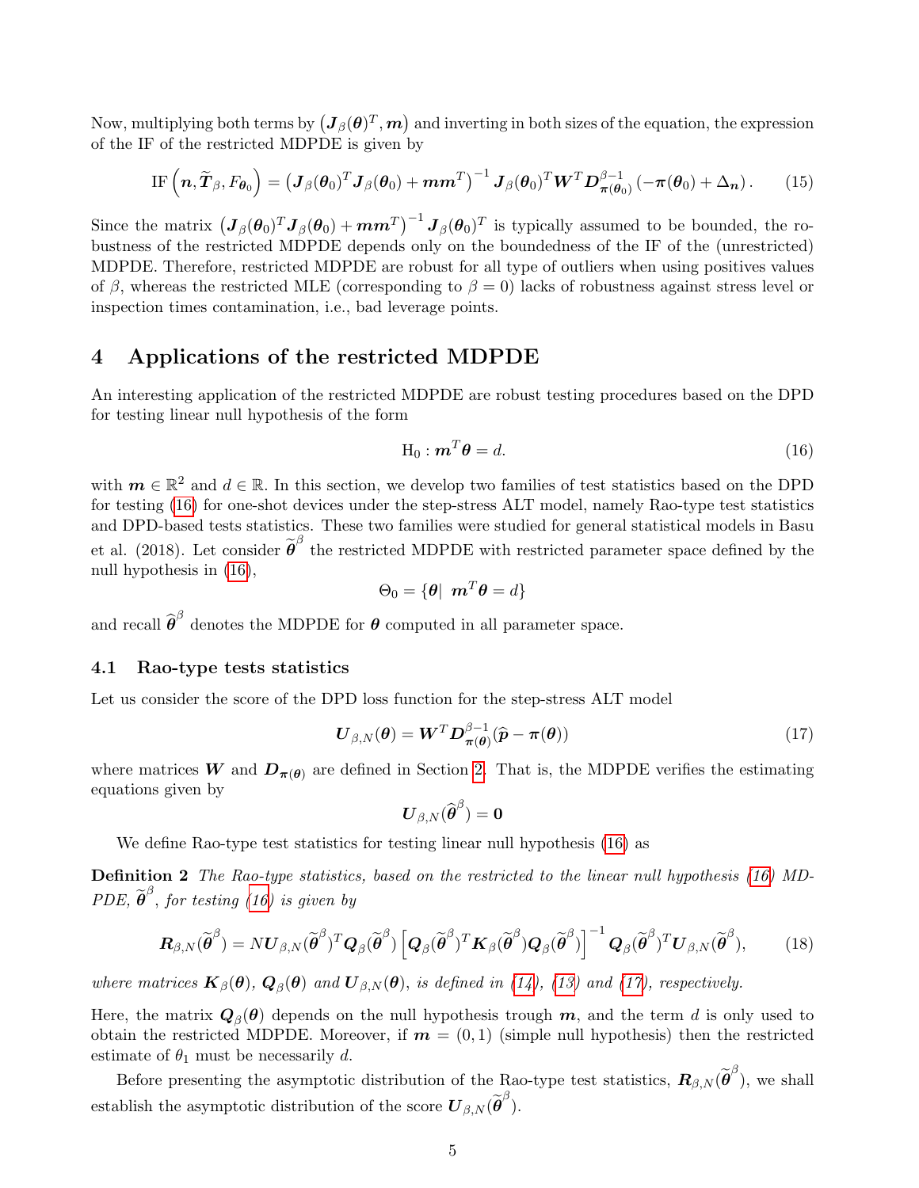Now, multiplying both terms by $\left(\boldsymbol{J}_\beta(\boldsymbol{\theta})^T, \boldsymbol{m}\right)$ and inverting in both sizes of the equation, the expression of the IF of the restricted MDPDE is given by

$$\text{IF}\left(\boldsymbol{n}, \widetilde{\boldsymbol{T}}_\beta, F_{\boldsymbol{\theta}_0}\right) = \left(\boldsymbol{J}_\beta(\boldsymbol{\theta}_0)^T \boldsymbol{J}_\beta(\boldsymbol{\theta}_0) + \boldsymbol{m}\boldsymbol{m}^T\right)^{-1} \boldsymbol{J}_\beta(\boldsymbol{\theta}_0)^T \boldsymbol{W}^T \boldsymbol{D}_{\boldsymbol{\pi}(\boldsymbol{\theta}_0)}^{\beta-1} \left(-\boldsymbol{\pi}(\boldsymbol{\theta}_0) + \Delta_{\boldsymbol{n}}\right). \tag{15}$$

Since the matrix $\left(\boldsymbol{J}_\beta(\boldsymbol{\theta}_0)^T \boldsymbol{J}_\beta(\boldsymbol{\theta}_0) + \boldsymbol{m}\boldsymbol{m}^T\right)^{-1} \boldsymbol{J}_\beta(\boldsymbol{\theta}_0)^T$ is typically assumed to be bounded, the robustness of the restricted MDPDE depends only on the boundedness of the IF of the (unrestricted) MDPDE. Therefore, restricted MDPDE are robust for all type of outliers when using positives values of $\beta$, whereas the restricted MLE (corresponding to $\beta = 0$) lacks of robustness against stress level or inspection times contamination, i.e., bad leverage points.

# 4 Applications of the restricted MDPDE

An interesting application of the restricted MDPDE are robust testing procedures based on the DPD for testing linear null hypothesis of the form

$$\text{H}_0 : \boldsymbol{m}^T \boldsymbol{\theta} = d. \tag{16}$$

with $\boldsymbol{m} \in \mathbb{R}^2$ and $d \in \mathbb{R}$. In this section, we develop two families of test statistics based on the DPD for testing (16) for one-shot devices under the step-stress ALT model, namely Rao-type test statistics and DPD-based tests statistics. These two families were studied for general statistical models in Basu et al. (2018). Let consider $\widetilde{\boldsymbol{\theta}}^\beta$ the restricted MDPDE with restricted parameter space defined by the null hypothesis in (16),

$$\Theta_0 = \{\boldsymbol{\theta} | \ \boldsymbol{m}^T \boldsymbol{\theta} = d\}$$

and recall $\widehat{\boldsymbol{\theta}}^\beta$ denotes the MDPDE for $\boldsymbol{\theta}$ computed in all parameter space.

## 4.1 Rao-type tests statistics

Let us consider the score of the DPD loss function for the step-stress ALT model

$$\boldsymbol{U}_{\beta,N}(\boldsymbol{\theta}) = \boldsymbol{W}^T \boldsymbol{D}_{\boldsymbol{\pi}(\boldsymbol{\theta})}^{\beta-1} (\widehat{\boldsymbol{p}} - \boldsymbol{\pi}(\boldsymbol{\theta})) \tag{17}$$

where matrices $\boldsymbol{W}$ and $\boldsymbol{D}_{\boldsymbol{\pi}(\boldsymbol{\theta})}$ are defined in Section 2. That is, the MDPDE verifies the estimating equations given by

$$\boldsymbol{U}_{\beta,N}(\widehat{\boldsymbol{\theta}}^\beta) = \boldsymbol{0}$$

We define Rao-type test statistics for testing linear null hypothesis (16) as

**Definition 2** *The Rao-type statistics, based on the restricted to the linear null hypothesis (16) MDPDE, $\widetilde{\boldsymbol{\theta}}^\beta$, for testing (16) is given by*

$$\boldsymbol{R}_{\beta,N}(\widetilde{\boldsymbol{\theta}}^\beta) = N \boldsymbol{U}_{\beta,N}(\widetilde{\boldsymbol{\theta}}^\beta)^T \boldsymbol{Q}_\beta(\widetilde{\boldsymbol{\theta}}^\beta) \left[\boldsymbol{Q}_\beta(\widetilde{\boldsymbol{\theta}}^\beta)^T \boldsymbol{K}_\beta(\widetilde{\boldsymbol{\theta}}^\beta) \boldsymbol{Q}_\beta(\widetilde{\boldsymbol{\theta}}^\beta)\right]^{-1} \boldsymbol{Q}_\beta(\widetilde{\boldsymbol{\theta}}^\beta)^T \boldsymbol{U}_{\beta,N}(\widetilde{\boldsymbol{\theta}}^\beta), \tag{18}$$

*where matrices $\boldsymbol{K}_\beta(\boldsymbol{\theta})$, $\boldsymbol{Q}_\beta(\boldsymbol{\theta})$ and $\boldsymbol{U}_{\beta,N}(\boldsymbol{\theta})$, is defined in (14), (13) and (17), respectively.*

Here, the matrix $\boldsymbol{Q}_\beta(\boldsymbol{\theta})$ depends on the null hypothesis trough $\boldsymbol{m}$, and the term $d$ is only used to obtain the restricted MDPDE. Moreover, if $\boldsymbol{m} = (0, 1)$ (simple null hypothesis) then the restricted estimate of $\theta_1$ must be necessarily $d$.

Before presenting the asymptotic distribution of the Rao-type test statistics, $\boldsymbol{R}_{\beta,N}(\widetilde{\boldsymbol{\theta}}^\beta)$, we shall establish the asymptotic distribution of the score $\boldsymbol{U}_{\beta,N}(\widetilde{\boldsymbol{\theta}}^\beta)$.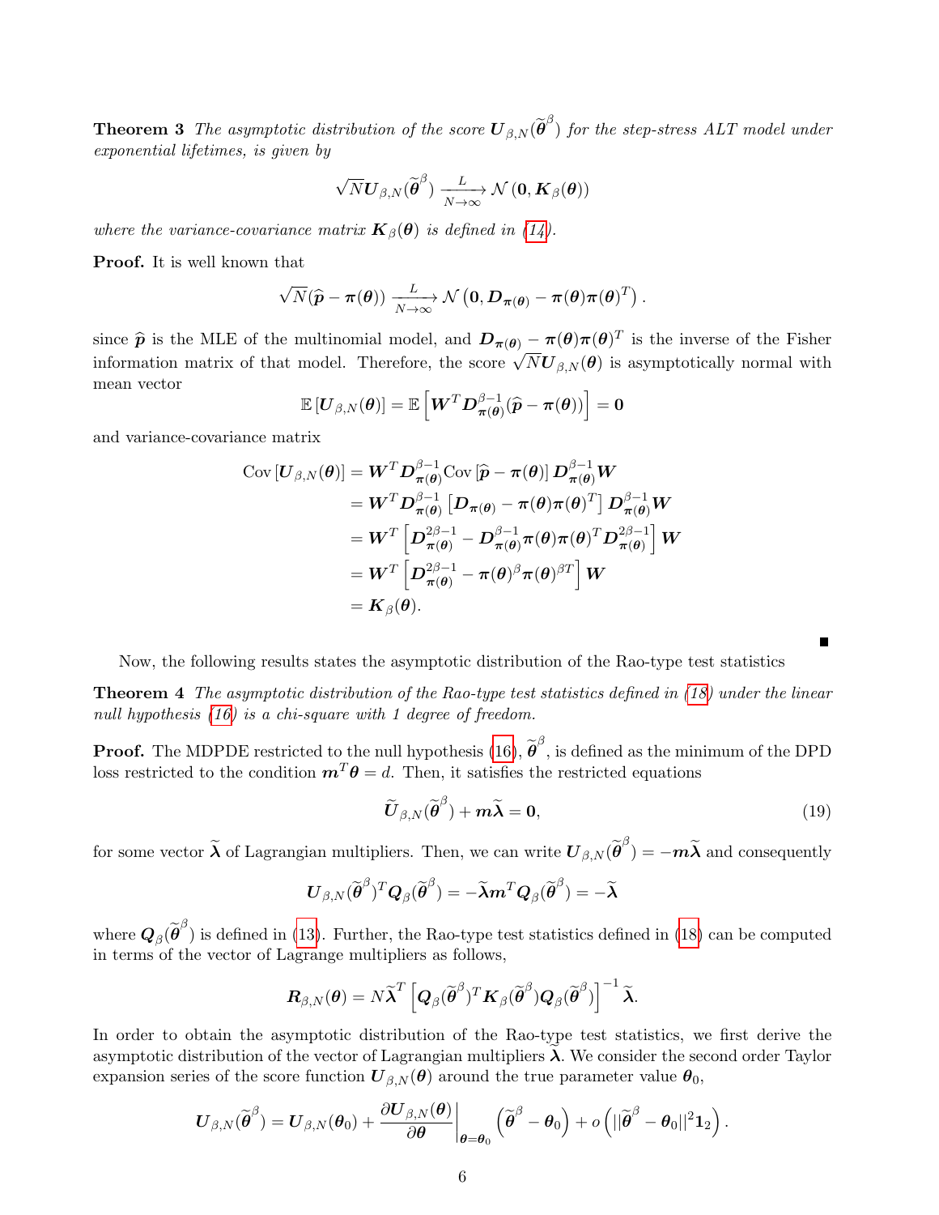**Theorem 3** *The asymptotic distribution of the score $\boldsymbol{U}_{\beta,N}(\widetilde{\boldsymbol{\theta}}^{\beta})$ for the step-stress ALT model under exponential lifetimes, is given by*

$$\sqrt{N}\boldsymbol{U}_{\beta,N}(\widetilde{\boldsymbol{\theta}}^{\beta}) \xrightarrow[N\to\infty]{L} \mathcal{N}\left(\boldsymbol{0}, \boldsymbol{K}_{\beta}(\boldsymbol{\theta})\right)$$

*where the variance-covariance matrix $\boldsymbol{K}_{\beta}(\boldsymbol{\theta})$ is defined in (14).*

**Proof.** It is well known that

$$\sqrt{N}(\widehat{\boldsymbol{p}} - \boldsymbol{\pi}(\boldsymbol{\theta})) \xrightarrow[N\to\infty]{L} \mathcal{N}\left(\boldsymbol{0}, \boldsymbol{D}_{\boldsymbol{\pi}(\boldsymbol{\theta})} - \boldsymbol{\pi}(\boldsymbol{\theta})\boldsymbol{\pi}(\boldsymbol{\theta})^T\right).$$

since $\widehat{\boldsymbol{p}}$ is the MLE of the multinomial model, and $\boldsymbol{D}_{\boldsymbol{\pi}(\boldsymbol{\theta})} - \boldsymbol{\pi}(\boldsymbol{\theta})\boldsymbol{\pi}(\boldsymbol{\theta})^T$ is the inverse of the Fisher information matrix of that model. Therefore, the score $\sqrt{N}\boldsymbol{U}_{\beta,N}(\boldsymbol{\theta})$ is asymptotically normal with mean vector

$$\mathbb{E}\left[\boldsymbol{U}_{\beta,N}(\boldsymbol{\theta})\right] = \mathbb{E}\left[\boldsymbol{W}^T\boldsymbol{D}_{\boldsymbol{\pi}(\boldsymbol{\theta})}^{\beta-1}(\widehat{\boldsymbol{p}} - \boldsymbol{\pi}(\boldsymbol{\theta}))\right] = \boldsymbol{0}$$

and variance-covariance matrix

$$\begin{aligned}
\mathrm{Cov}\left[\boldsymbol{U}_{\beta,N}(\boldsymbol{\theta})\right] &= \boldsymbol{W}^T\boldsymbol{D}_{\boldsymbol{\pi}(\boldsymbol{\theta})}^{\beta-1}\mathrm{Cov}\left[\widehat{\boldsymbol{p}} - \boldsymbol{\pi}(\boldsymbol{\theta})\right]\boldsymbol{D}_{\boldsymbol{\pi}(\boldsymbol{\theta})}^{\beta-1}\boldsymbol{W} \\
&= \boldsymbol{W}^T\boldsymbol{D}_{\boldsymbol{\pi}(\boldsymbol{\theta})}^{\beta-1}\left[\boldsymbol{D}_{\boldsymbol{\pi}(\boldsymbol{\theta})} - \boldsymbol{\pi}(\boldsymbol{\theta})\boldsymbol{\pi}(\boldsymbol{\theta})^T\right]\boldsymbol{D}_{\boldsymbol{\pi}(\boldsymbol{\theta})}^{\beta-1}\boldsymbol{W} \\
&= \boldsymbol{W}^T\left[\boldsymbol{D}_{\boldsymbol{\pi}(\boldsymbol{\theta})}^{2\beta-1} - \boldsymbol{D}_{\boldsymbol{\pi}(\boldsymbol{\theta})}^{\beta-1}\boldsymbol{\pi}(\boldsymbol{\theta})\boldsymbol{\pi}(\boldsymbol{\theta})^T\boldsymbol{D}_{\boldsymbol{\pi}(\boldsymbol{\theta})}^{2\beta-1}\right]\boldsymbol{W} \\
&= \boldsymbol{W}^T\left[\boldsymbol{D}_{\boldsymbol{\pi}(\boldsymbol{\theta})}^{2\beta-1} - \boldsymbol{\pi}(\boldsymbol{\theta})^{\beta}\boldsymbol{\pi}(\boldsymbol{\theta})^{\beta T}\right]\boldsymbol{W} \\
&= \boldsymbol{K}_{\beta}(\boldsymbol{\theta}).
\end{aligned}$$

■

Now, the following results states the asymptotic distribution of the Rao-type test statistics

**Theorem 4** *The asymptotic distribution of the Rao-type test statistics defined in (18) under the linear null hypothesis (16) is a chi-square with 1 degree of freedom.*

**Proof.** The MDPDE restricted to the null hypothesis (16), $\widetilde{\boldsymbol{\theta}}^{\beta}$, is defined as the minimum of the DPD loss restricted to the condition $\boldsymbol{m}^T\boldsymbol{\theta} = d$. Then, it satisfies the restricted equations

$$\widetilde{\boldsymbol{U}}_{\beta,N}(\widetilde{\boldsymbol{\theta}}^{\beta}) + \boldsymbol{m}\widetilde{\boldsymbol{\lambda}} = \boldsymbol{0}, \tag{19}$$

for some vector $\widetilde{\boldsymbol{\lambda}}$ of Lagrangian multipliers. Then, we can write $\boldsymbol{U}_{\beta,N}(\widetilde{\boldsymbol{\theta}}^{\beta}) = -\boldsymbol{m}\widetilde{\boldsymbol{\lambda}}$ and consequently

$$\boldsymbol{U}_{\beta,N}(\widetilde{\boldsymbol{\theta}}^{\beta})^T\boldsymbol{Q}_{\beta}(\widetilde{\boldsymbol{\theta}}^{\beta}) = -\widetilde{\boldsymbol{\lambda}}\boldsymbol{m}^T\boldsymbol{Q}_{\beta}(\widetilde{\boldsymbol{\theta}}^{\beta}) = -\widetilde{\boldsymbol{\lambda}}$$

where $\boldsymbol{Q}_{\beta}(\widetilde{\boldsymbol{\theta}}^{\beta})$ is defined in (13). Further, the Rao-type test statistics defined in (18) can be computed in terms of the vector of Lagrange multipliers as follows,

$$\boldsymbol{R}_{\beta,N}(\boldsymbol{\theta}) = N\widetilde{\boldsymbol{\lambda}}^T\left[\boldsymbol{Q}_{\beta}(\widetilde{\boldsymbol{\theta}}^{\beta})^T\boldsymbol{K}_{\beta}(\widetilde{\boldsymbol{\theta}}^{\beta})\boldsymbol{Q}_{\beta}(\widetilde{\boldsymbol{\theta}}^{\beta})\right]^{-1}\widetilde{\boldsymbol{\lambda}}.$$

In order to obtain the asymptotic distribution of the Rao-type test statistics, we first derive the asymptotic distribution of the vector of Lagrangian multipliers $\widetilde{\boldsymbol{\lambda}}$. We consider the second order Taylor expansion series of the score function $\boldsymbol{U}_{\beta,N}(\boldsymbol{\theta})$ around the true parameter value $\boldsymbol{\theta}_0$,

$$\boldsymbol{U}_{\beta,N}(\widetilde{\boldsymbol{\theta}}^{\beta}) = \boldsymbol{U}_{\beta,N}(\boldsymbol{\theta}_0) + \left.\frac{\partial\boldsymbol{U}_{\beta,N}(\boldsymbol{\theta})}{\partial\boldsymbol{\theta}}\right|_{\boldsymbol{\theta}=\boldsymbol{\theta}_0}\left(\widetilde{\boldsymbol{\theta}}^{\beta} - \boldsymbol{\theta}_0\right) + o\left(||\widetilde{\boldsymbol{\theta}}^{\beta} - \boldsymbol{\theta}_0||^2\boldsymbol{1}_2\right).$$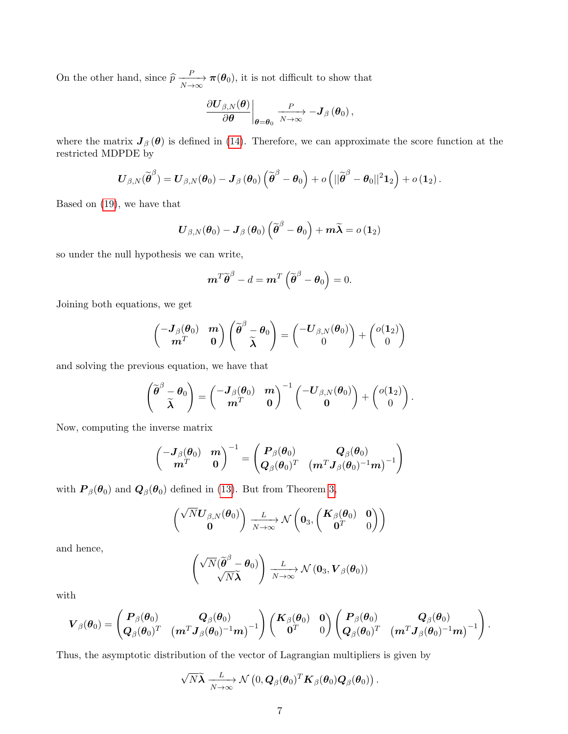On the other hand, since $\widehat{p} \xrightarrow[N\to\infty]{P} \boldsymbol{\pi}(\boldsymbol{\theta}_0)$, it is not difficult to show that

$$\left.\frac{\partial \boldsymbol{U}_{\beta,N}(\boldsymbol{\theta})}{\partial \boldsymbol{\theta}}\right|_{\boldsymbol{\theta}=\boldsymbol{\theta}_0} \xrightarrow[N\to\infty]{P} -\boldsymbol{J}_\beta\left(\boldsymbol{\theta}_0\right),$$

where the matrix $\boldsymbol{J}_\beta\left(\boldsymbol{\theta}\right)$ is defined in (14). Therefore, we can approximate the score function at the restricted MDPDE by

$$\boldsymbol{U}_{\beta,N}(\widetilde{\boldsymbol{\theta}}^\beta) = \boldsymbol{U}_{\beta,N}(\boldsymbol{\theta}_0) - \boldsymbol{J}_\beta\left(\boldsymbol{\theta}_0\right)\left(\widetilde{\boldsymbol{\theta}}^\beta - \boldsymbol{\theta}_0\right) + o\left(||\widetilde{\boldsymbol{\theta}}^\beta - \boldsymbol{\theta}_0||^2 \mathbf{1}_2\right) + o\left(\mathbf{1}_2\right).$$

Based on (19), we have that

$$\boldsymbol{U}_{\beta,N}(\boldsymbol{\theta}_0) - \boldsymbol{J}_\beta\left(\boldsymbol{\theta}_0\right)\left(\widetilde{\boldsymbol{\theta}}^\beta - \boldsymbol{\theta}_0\right) + \boldsymbol{m}\widetilde{\boldsymbol{\lambda}} = o\left(\mathbf{1}_2\right)$$

so under the null hypothesis we can write,

$$\boldsymbol{m}^T\widetilde{\boldsymbol{\theta}}^\beta - d = \boldsymbol{m}^T\left(\widetilde{\boldsymbol{\theta}}^\beta - \boldsymbol{\theta}_0\right) = 0.$$

Joining both equations, we get

$$\begin{pmatrix} -\boldsymbol{J}_\beta(\boldsymbol{\theta}_0) & \boldsymbol{m} \\ \boldsymbol{m}^T & \mathbf{0} \end{pmatrix}\begin{pmatrix} \widetilde{\boldsymbol{\theta}}^\beta - \boldsymbol{\theta}_0 \\ \widetilde{\boldsymbol{\lambda}} \end{pmatrix} = \begin{pmatrix} -\boldsymbol{U}_{\beta,N}(\boldsymbol{\theta}_0) \\ 0 \end{pmatrix} + \begin{pmatrix} o(\mathbf{1}_2) \\ 0 \end{pmatrix}$$

and solving the previous equation, we have that

$$\begin{pmatrix} \widetilde{\boldsymbol{\theta}}^\beta - \boldsymbol{\theta}_0 \\ \widetilde{\boldsymbol{\lambda}} \end{pmatrix} = \begin{pmatrix} -\boldsymbol{J}_\beta(\boldsymbol{\theta}_0) & \boldsymbol{m} \\ \boldsymbol{m}^T & \mathbf{0} \end{pmatrix}^{-1}\begin{pmatrix} -\boldsymbol{U}_{\beta,N}(\boldsymbol{\theta}_0) \\ \mathbf{0} \end{pmatrix} + \begin{pmatrix} o(\mathbf{1}_2) \\ 0 \end{pmatrix}.$$

Now, computing the inverse matrix

$$\begin{pmatrix} -\boldsymbol{J}_\beta(\boldsymbol{\theta}_0) & \boldsymbol{m} \\ \boldsymbol{m}^T & \mathbf{0} \end{pmatrix}^{-1} = \begin{pmatrix} \boldsymbol{P}_\beta(\boldsymbol{\theta}_0) & \boldsymbol{Q}_\beta(\boldsymbol{\theta}_0) \\ \boldsymbol{Q}_\beta(\boldsymbol{\theta}_0)^T & \left(\boldsymbol{m}^T\boldsymbol{J}_\beta(\boldsymbol{\theta}_0)^{-1}\boldsymbol{m}\right)^{-1} \end{pmatrix}$$

with $\boldsymbol{P}_\beta(\boldsymbol{\theta}_0)$ and $\boldsymbol{Q}_\beta(\boldsymbol{\theta}_0)$ defined in (13). But from Theorem 3,

$$\begin{pmatrix} \sqrt{N}\boldsymbol{U}_{\beta,N}(\boldsymbol{\theta}_0) \\ \mathbf{0} \end{pmatrix} \xrightarrow[N\to\infty]{L} \mathcal{N}\left(\mathbf{0}_3, \begin{pmatrix} \boldsymbol{K}_\beta(\boldsymbol{\theta}_0) & \mathbf{0} \\ \mathbf{0}^T & 0 \end{pmatrix}\right)$$

and hence,

$$\begin{pmatrix} \sqrt{N}(\widetilde{\boldsymbol{\theta}}^\beta - \boldsymbol{\theta}_0) \\ \sqrt{N}\widetilde{\boldsymbol{\lambda}} \end{pmatrix} \xrightarrow[N\to\infty]{L} \mathcal{N}\left(\mathbf{0}_3, \boldsymbol{V}_\beta(\boldsymbol{\theta}_0)\right)$$

with

$$\boldsymbol{V}_\beta(\boldsymbol{\theta}_0) = \begin{pmatrix} \boldsymbol{P}_\beta(\boldsymbol{\theta}_0) & \boldsymbol{Q}_\beta(\boldsymbol{\theta}_0) \\ \boldsymbol{Q}_\beta(\boldsymbol{\theta}_0)^T & \left(\boldsymbol{m}^T\boldsymbol{J}_\beta(\boldsymbol{\theta}_0)^{-1}\boldsymbol{m}\right)^{-1} \end{pmatrix}\begin{pmatrix} \boldsymbol{K}_\beta(\boldsymbol{\theta}_0) & \mathbf{0} \\ \mathbf{0}^T & 0 \end{pmatrix}\begin{pmatrix} \boldsymbol{P}_\beta(\boldsymbol{\theta}_0) & \boldsymbol{Q}_\beta(\boldsymbol{\theta}_0) \\ \boldsymbol{Q}_\beta(\boldsymbol{\theta}_0)^T & \left(\boldsymbol{m}^T\boldsymbol{J}_\beta(\boldsymbol{\theta}_0)^{-1}\boldsymbol{m}\right)^{-1} \end{pmatrix}.$$

Thus, the asymptotic distribution of the vector of Lagrangian multipliers is given by

$$\sqrt{N}\widetilde{\boldsymbol{\lambda}} \xrightarrow[N\to\infty]{L} \mathcal{N}\left(0, \boldsymbol{Q}_\beta(\boldsymbol{\theta}_0)^T\boldsymbol{K}_\beta(\boldsymbol{\theta}_0)\boldsymbol{Q}_\beta(\boldsymbol{\theta}_0)\right).$$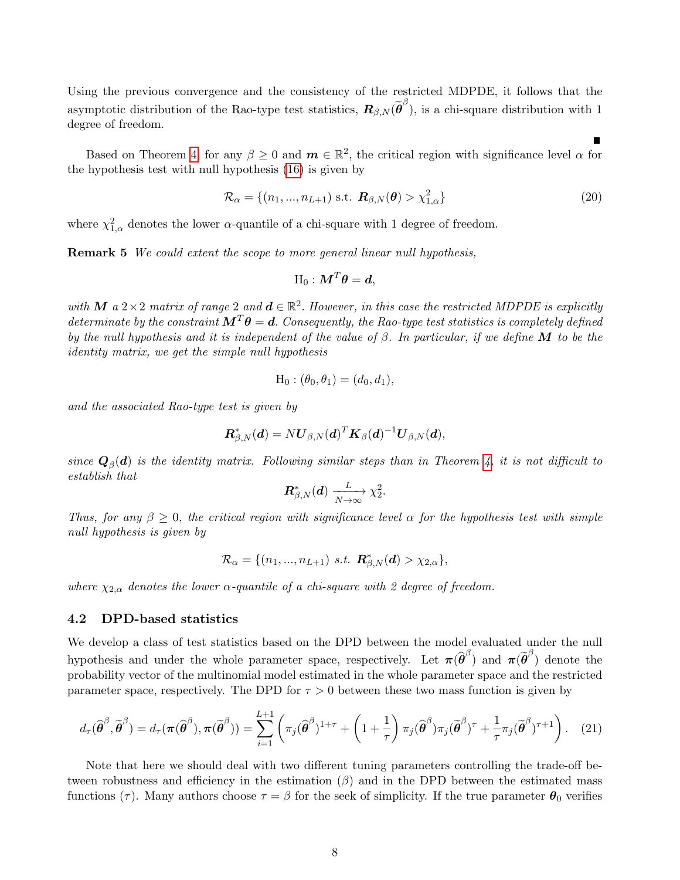Using the previous convergence and the consistency of the restricted MDPDE, it follows that the asymptotic distribution of the Rao-type test statistics, $\boldsymbol{R}_{\beta,N}(\widetilde{\boldsymbol{\theta}}^{\beta})$, is a chi-square distribution with 1 degree of freedom.

■

Based on Theorem 4, for any $\beta \geq 0$ and $\boldsymbol{m} \in \mathbb{R}^2$, the critical region with significance level $\alpha$ for the hypothesis test with null hypothesis (16) is given by

$$\mathcal{R}_{\alpha} = \{(n_1, ..., n_{L+1}) \text{ s.t. } \boldsymbol{R}_{\beta,N}(\boldsymbol{\theta}) > \chi^2_{1,\alpha}\} \tag{20}$$

where $\chi^2_{1,\alpha}$ denotes the lower $\alpha$-quantile of a chi-square with 1 degree of freedom.

**Remark 5** *We could extent the scope to more general linear null hypothesis,*

$$\text{H}_0 : \boldsymbol{M}^T\boldsymbol{\theta} = \boldsymbol{d},$$

*with $\boldsymbol{M}$ a $2\times 2$ matrix of range 2 and $\boldsymbol{d} \in \mathbb{R}^2$. However, in this case the restricted MDPDE is explicitly determinate by the constraint $\boldsymbol{M}^T\boldsymbol{\theta} = \boldsymbol{d}$. Consequently, the Rao-type test statistics is completely defined by the null hypothesis and it is independent of the value of $\beta$. In particular, if we define $\boldsymbol{M}$ to be the identity matrix, we get the simple null hypothesis*

$$\text{H}_0 : (\theta_0, \theta_1) = (d_0, d_1),$$

*and the associated Rao-type test is given by*

$$\boldsymbol{R}^*_{\beta,N}(\boldsymbol{d}) = N\boldsymbol{U}_{\beta,N}(\boldsymbol{d})^T\boldsymbol{K}_{\beta}(\boldsymbol{d})^{-1}\boldsymbol{U}_{\beta,N}(\boldsymbol{d}),$$

*since $\boldsymbol{Q}_{\beta}(\boldsymbol{d})$ is the identity matrix. Following similar steps than in Theorem 4, it is not difficult to establish that*

$$\boldsymbol{R}^*_{\beta,N}(\boldsymbol{d}) \xrightarrow[N\to\infty]{L} \chi^2_2.$$

*Thus, for any $\beta \geq 0$, the critical region with significance level $\alpha$ for the hypothesis test with simple null hypothesis is given by*

$$\mathcal{R}_{\alpha} = \{(n_1, ..., n_{L+1}) \text{ s.t. } \boldsymbol{R}^*_{\beta,N}(\boldsymbol{d}) > \chi_{2,\alpha}\},$$

*where $\chi_{2,\alpha}$ denotes the lower $\alpha$-quantile of a chi-square with 2 degree of freedom.*

### 4.2 DPD-based statistics

We develop a class of test statistics based on the DPD between the model evaluated under the null hypothesis and under the whole parameter space, respectively. Let $\boldsymbol{\pi}(\widehat{\boldsymbol{\theta}}^{\beta})$ and $\boldsymbol{\pi}(\widetilde{\boldsymbol{\theta}}^{\beta})$ denote the probability vector of the multinomial model estimated in the whole parameter space and the restricted parameter space, respectively. The DPD for $\tau > 0$ between these two mass function is given by

$$d_{\tau}(\widehat{\boldsymbol{\theta}}^{\beta}, \widetilde{\boldsymbol{\theta}}^{\beta}) = d_{\tau}(\boldsymbol{\pi}(\widehat{\boldsymbol{\theta}}^{\beta}), \boldsymbol{\pi}(\widetilde{\boldsymbol{\theta}}^{\beta})) = \sum_{i=1}^{L+1}\left(\pi_j(\widehat{\boldsymbol{\theta}}^{\beta})^{1+\tau} + \left(1+\frac{1}{\tau}\right)\pi_j(\widehat{\boldsymbol{\theta}}^{\beta})\pi_j(\widetilde{\boldsymbol{\theta}}^{\beta})^{\tau} + \frac{1}{\tau}\pi_j(\widetilde{\boldsymbol{\theta}}^{\beta})^{\tau+1}\right). \tag{21}$$

Note that here we should deal with two different tuning parameters controlling the trade-off between robustness and efficiency in the estimation ($\beta$) and in the DPD between the estimated mass functions ($\tau$). Many authors choose $\tau = \beta$ for the seek of simplicity. If the true parameter $\boldsymbol{\theta}_0$ verifies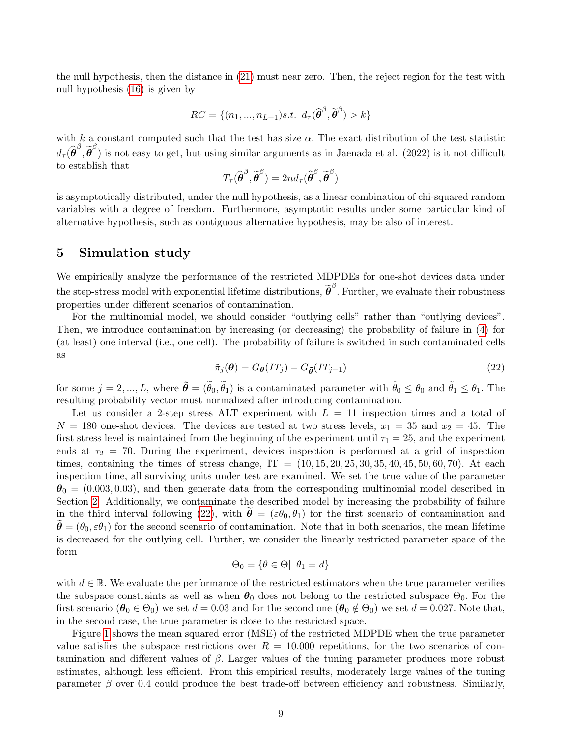the null hypothesis, then the distance in (21) must near zero. Then, the reject region for the test with null hypothesis (16) is given by

$$RC = \{(n_1, ..., n_{L+1}) s.t. \; d_\tau(\widehat{\boldsymbol{\theta}}^\beta, \widetilde{\boldsymbol{\theta}}^\beta) > k\}$$

with $k$ a constant computed such that the test has size $\alpha$. The exact distribution of the test statistic $d_\tau(\widehat{\boldsymbol{\theta}}^\beta, \widetilde{\boldsymbol{\theta}}^\beta)$ is not easy to get, but using similar arguments as in Jaenada et al. (2022) is it not difficult to establish that

$$T_\tau(\widehat{\boldsymbol{\theta}}^\beta, \widetilde{\boldsymbol{\theta}}^\beta) = 2nd_\tau(\widehat{\boldsymbol{\theta}}^\beta, \widetilde{\boldsymbol{\theta}}^\beta)$$

is asymptotically distributed, under the null hypothesis, as a linear combination of chi-squared random variables with a degree of freedom. Furthermore, asymptotic results under some particular kind of alternative hypothesis, such as contiguous alternative hypothesis, may be also of interest.

## 5 Simulation study

We empirically analyze the performance of the restricted MDPDEs for one-shot devices data under the step-stress model with exponential lifetime distributions, $\widetilde{\boldsymbol{\theta}}^\beta$. Further, we evaluate their robustness properties under different scenarios of contamination.

For the multinomial model, we should consider "outlying cells" rather than "outlying devices". Then, we introduce contamination by increasing (or decreasing) the probability of failure in (4) for (at least) one interval (i.e., one cell). The probability of failure is switched in such contaminated cells as

$$\tilde{\pi}_j(\boldsymbol{\theta}) = G_{\boldsymbol{\theta}}(IT_j) - G_{\tilde{\boldsymbol{\theta}}}(IT_{j-1}) \tag{22}$$

for some $j = 2, ..., L$, where $\tilde{\boldsymbol{\theta}} = (\widetilde{\theta}_0, \widetilde{\theta}_1)$ is a contaminated parameter with $\tilde{\theta}_0 \leq \theta_0$ and $\tilde{\theta}_1 \leq \theta_1$. The resulting probability vector must normalized after introducing contamination.

Let us consider a 2-step stress ALT experiment with $L = 11$ inspection times and a total of $N = 180$ one-shot devices. The devices are tested at two stress levels, $x_1 = 35$ and $x_2 = 45$. The first stress level is maintained from the beginning of the experiment until $\tau_1 = 25$, and the experiment ends at $\tau_2 = 70$. During the experiment, devices inspection is performed at a grid of inspection times, containing the times of stress change, IT $= (10, 15, 20, 25, 30, 35, 40, 45, 50, 60, 70)$. At each inspection time, all surviving units under test are examined. We set the true value of the parameter $\boldsymbol{\theta}_0 = (0.003, 0.03)$, and then generate data from the corresponding multinomial model described in Section 2. Additionally, we contaminate the described model by increasing the probability of failure in the third interval following (22), with $\widetilde{\boldsymbol{\theta}} = (\varepsilon\theta_0, \theta_1)$ for the first scenario of contamination and $\widetilde{\boldsymbol{\theta}} = (\theta_0, \varepsilon\theta_1)$ for the second scenario of contamination. Note that in both scenarios, the mean lifetime is decreased for the outlying cell. Further, we consider the linearly restricted parameter space of the form

$$\Theta_0 = \{\theta \in \Theta | \;\; \theta_1 = d\}$$

with $d \in \mathbb{R}$. We evaluate the performance of the restricted estimators when the true parameter verifies the subspace constraints as well as when $\boldsymbol{\theta}_0$ does not belong to the restricted subspace $\Theta_0$. For the first scenario ($\boldsymbol{\theta}_0 \in \Theta_0$) we set $d = 0.03$ and for the second one ($\boldsymbol{\theta}_0 \notin \Theta_0$) we set $d = 0.027$. Note that, in the second case, the true parameter is close to the restricted space.

Figure 1 shows the mean squared error (MSE) of the restricted MDPDE when the true parameter value satisfies the subspace restrictions over $R = 10.000$ repetitions, for the two scenarios of contamination and different values of $\beta$. Larger values of the tuning parameter produces more robust estimates, although less efficient. From this empirical results, moderately large values of the tuning parameter $\beta$ over 0.4 could produce the best trade-off between efficiency and robustness. Similarly,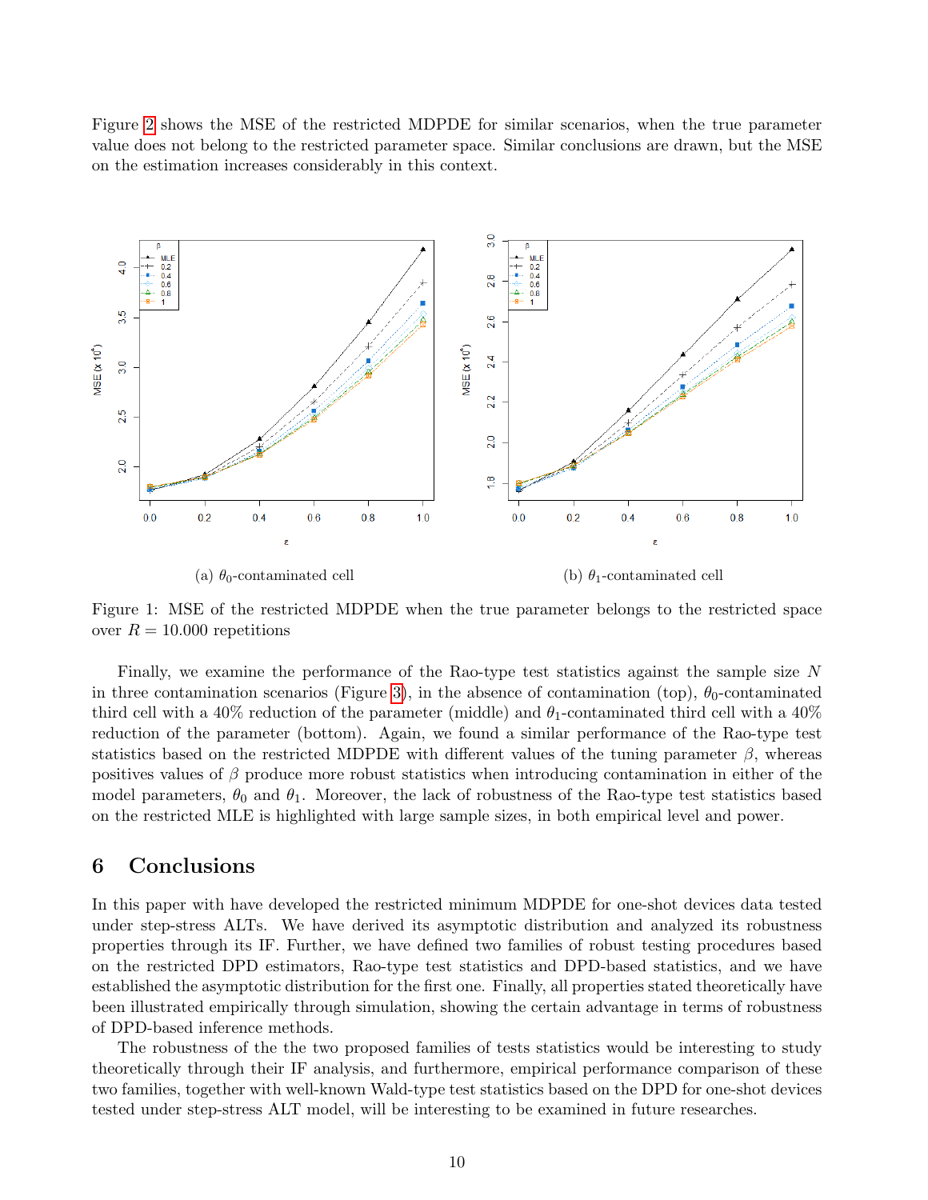Figure 2 shows the MSE of the restricted MDPDE for similar scenarios, when the true parameter value does not belong to the restricted parameter space. Similar conclusions are drawn, but the MSE on the estimation increases considerably in this context.

(a) $\theta_0$-contaminated cell

(b) $\theta_1$-contaminated cell

Figure 1: MSE of the restricted MDPDE when the true parameter belongs to the restricted space over $R = 10.000$ repetitions

Finally, we examine the performance of the Rao-type test statistics against the sample size $N$ in three contamination scenarios (Figure 3), in the absence of contamination (top), $\theta_0$-contaminated third cell with a 40% reduction of the parameter (middle) and $\theta_1$-contaminated third cell with a 40% reduction of the parameter (bottom). Again, we found a similar performance of the Rao-type test statistics based on the restricted MDPDE with different values of the tuning parameter $\beta$, whereas positives values of $\beta$ produce more robust statistics when introducing contamination in either of the model parameters, $\theta_0$ and $\theta_1$. Moreover, the lack of robustness of the Rao-type test statistics based on the restricted MLE is highlighted with large sample sizes, in both empirical level and power.

## 6 Conclusions

In this paper with have developed the restricted minimum MDPDE for one-shot devices data tested under step-stress ALTs. We have derived its asymptotic distribution and analyzed its robustness properties through its IF. Further, we have defined two families of robust testing procedures based on the restricted DPD estimators, Rao-type test statistics and DPD-based statistics, and we have established the asymptotic distribution for the first one. Finally, all properties stated theoretically have been illustrated empirically through simulation, showing the certain advantage in terms of robustness of DPD-based inference methods.

The robustness of the the two proposed families of tests statistics would be interesting to study theoretically through their IF analysis, and furthermore, empirical performance comparison of these two families, together with well-known Wald-type test statistics based on the DPD for one-shot devices tested under step-stress ALT model, will be interesting to be examined in future researches.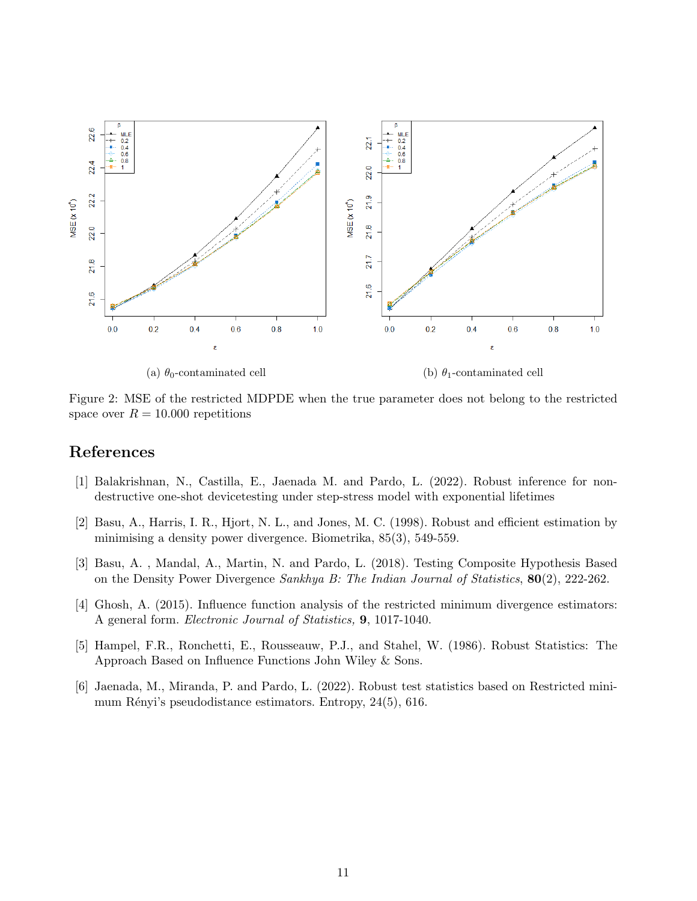(a) $\theta_0$-contaminated cell

(b) $\theta_1$-contaminated cell

Figure 2: MSE of the restricted MDPDE when the true parameter does not belong to the restricted space over $R = 10.000$ repetitions

## References

[1] Balakrishnan, N., Castilla, E., Jaenada M. and Pardo, L. (2022). Robust inference for non-destructive one-shot devicetesting under step-stress model with exponential lifetimes

[2] Basu, A., Harris, I. R., Hjort, N. L., and Jones, M. C. (1998). Robust and efficient estimation by minimising a density power divergence. Biometrika, 85(3), 549-559.

[3] Basu, A. , Mandal, A., Martin, N. and Pardo, L. (2018). Testing Composite Hypothesis Based on the Density Power Divergence *Sankhya B: The Indian Journal of Statistics*, **80**(2), 222-262.

[4] Ghosh, A. (2015). Influence function analysis of the restricted minimum divergence estimators: A general form. *Electronic Journal of Statistics,* **9**, 1017-1040.

[5] Hampel, F.R., Ronchetti, E., Rousseauw, P.J., and Stahel, W. (1986). Robust Statistics: The Approach Based on Influence Functions John Wiley & Sons.

[6] Jaenada, M., Miranda, P. and Pardo, L. (2022). Robust test statistics based on Restricted minimum Rényi's pseudodistance estimators. Entropy, 24(5), 616.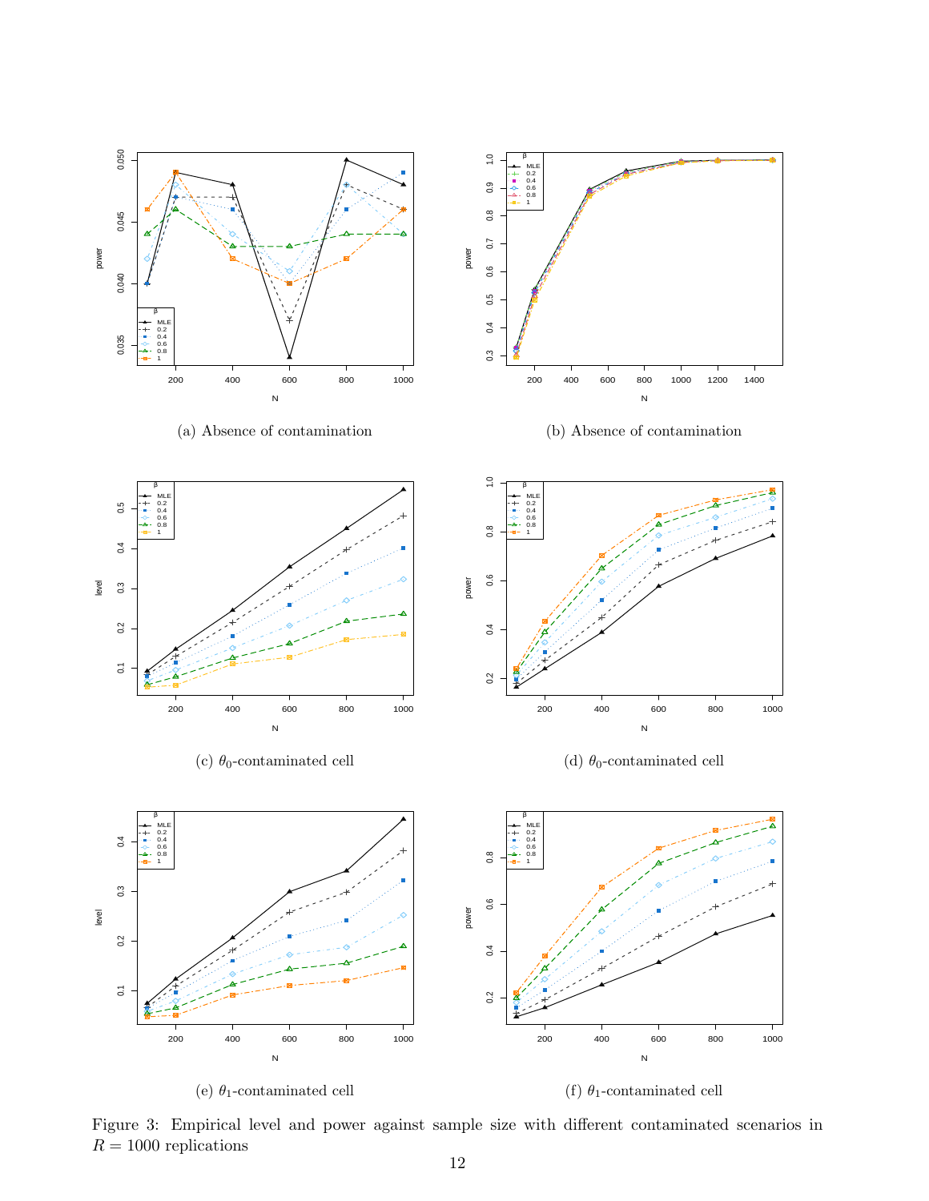power

N

β
MLE
0.2
0.4
0.6
0.8
1

0.035 0.040 0.045 0.050

200 400 600 800 1000

(a) Absence of contamination

power

N

β
MLE
0.2
0.4
0.6
0.8
1

0.3 0.4 0.5 0.6 0.7 0.8 0.9 1.0

200 400 600 800 1000 1200 1400

(b) Absence of contamination

level

N

β
MLE
0.2
0.4
0.6
0.8
1

0.1 0.2 0.3 0.4 0.5

200 400 600 800 1000

(c) $\theta_0$-contaminated cell

power

N

β
MLE
0.2
0.4
0.6
0.8
1

0.2 0.4 0.6 0.8 1.0

200 400 600 800 1000

(d) $\theta_0$-contaminated cell

level

N

β
MLE
0.2
0.4
0.6
0.8
1

0.1 0.2 0.3 0.4

200 400 600 800 1000

(e) $\theta_1$-contaminated cell

power

N

β
MLE
0.2
0.4
0.6
0.8
1

0.2 0.4 0.6 0.8

200 400 600 800 1000

(f) $\theta_1$-contaminated cell

Figure 3: Empirical level and power against sample size with different contaminated scenarios in $R = 1000$ replications